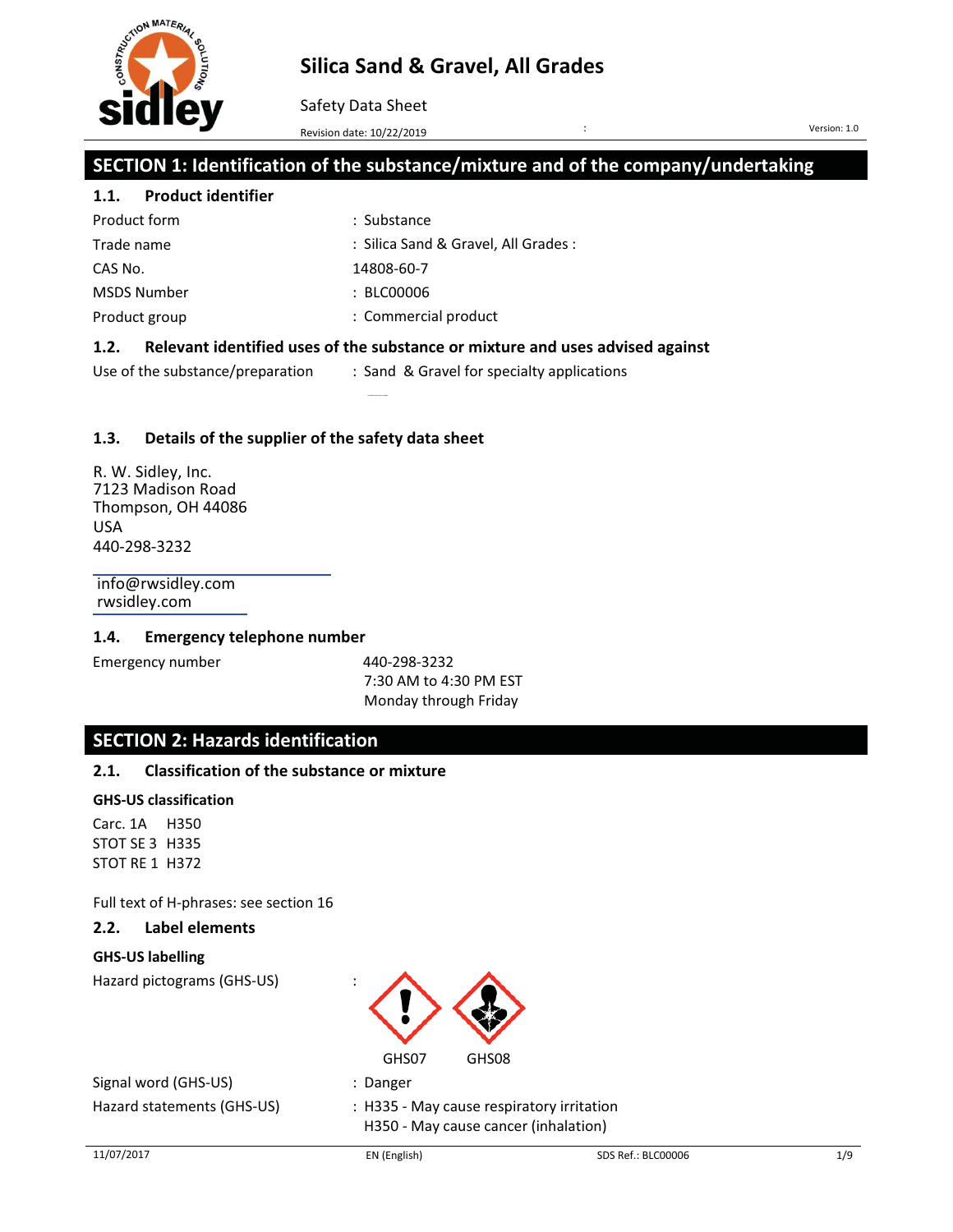# Silica Sand & Gravel, All Grades

Safety Data Sheet

Revision date: 10/22/2019

Version: 1.0

## SECTION 1: Identification of the substance/mixture and of the company/undertaking

### 1.1. Product identifier

| | |
|---|---|
| Product form | : Substance |
| Trade name | : Silica Sand & Gravel, All Grades : |
| CAS No. | 14808-60-7 |
| MSDS Number | : BLC00006 |
| Product group | : Commercial product |

### 1.2. Relevant identified uses of the substance or mixture and uses advised against

| | |
|---|---|
| Use of the substance/preparation | : Sand & Gravel for specialty applications |

### 1.3. Details of the supplier of the safety data sheet

R. W. Sidley, Inc.
7123 Madison Road
Thompson, OH 44086
USA
440-298-3232

info@rwsidley.com
rwsidley.com

### 1.4. Emergency telephone number

| | |
|---|---|
| Emergency number | 440-298-3232<br>7:30 AM to 4:30 PM EST<br>Monday through Friday |

## SECTION 2: Hazards identification

### 2.1. Classification of the substance or mixture

**GHS-US classification**

Carc. 1A H350
STOT SE 3 H335
STOT RE 1 H372

Full text of H-phrases: see section 16

### 2.2. Label elements

**GHS-US labelling**

| | |
|---|---|
| Hazard pictograms (GHS-US) | : GHS07 GHS08 |
| Signal word (GHS-US) | : Danger |
| Hazard statements (GHS-US) | : H335 - May cause respiratory irritation<br>H350 - May cause cancer (inhalation) |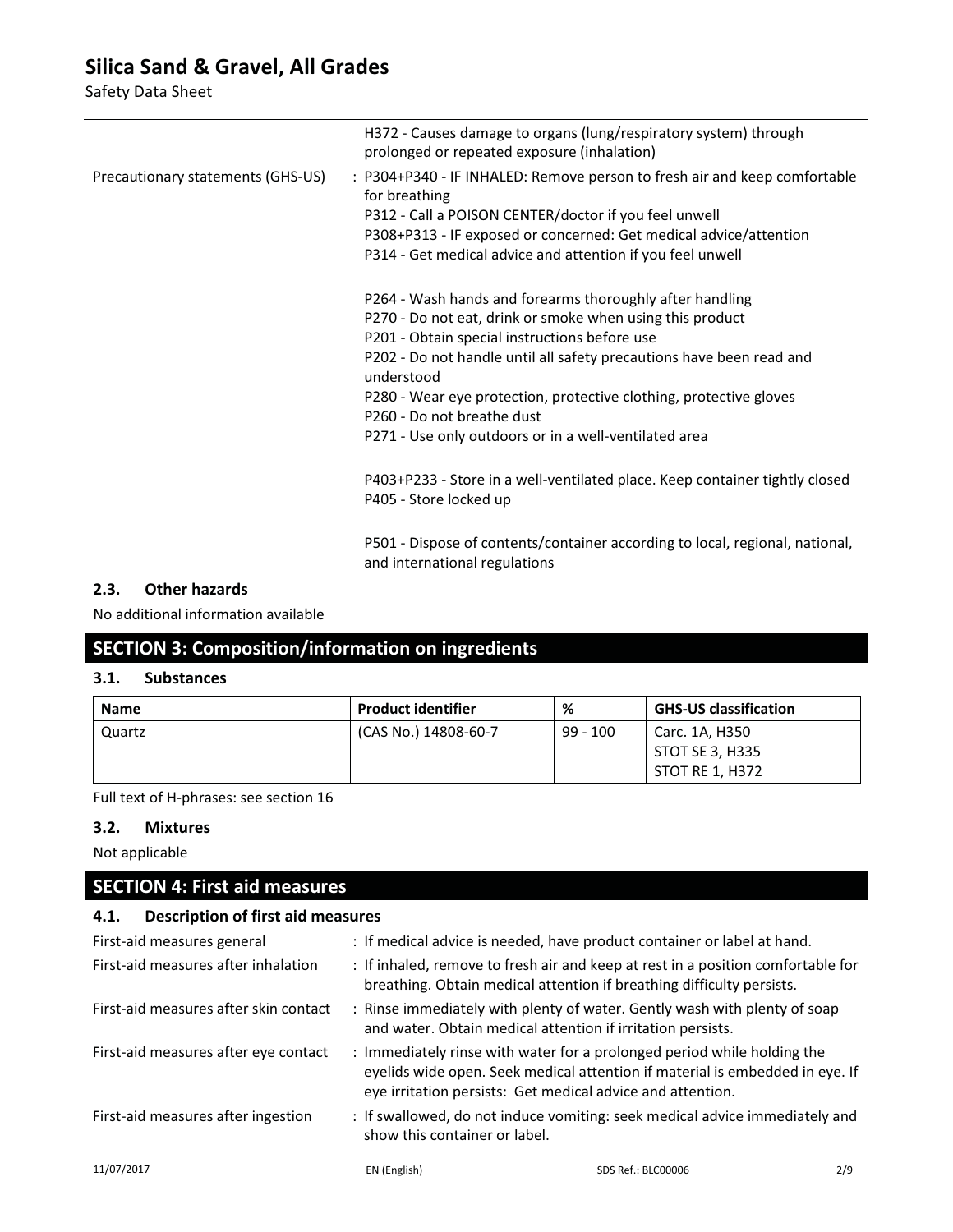| | |
|---|---|
| | H372 - Causes damage to organs (lung/respiratory system) through prolonged or repeated exposure (inhalation) |
| Precautionary statements (GHS-US) | : P304+P340 - IF INHALED: Remove person to fresh air and keep comfortable for breathing<br>P312 - Call a POISON CENTER/doctor if you feel unwell<br>P308+P313 - IF exposed or concerned: Get medical advice/attention<br>P314 - Get medical advice and attention if you feel unwell<br><br>P264 - Wash hands and forearms thoroughly after handling<br>P270 - Do not eat, drink or smoke when using this product<br>P201 - Obtain special instructions before use<br>P202 - Do not handle until all safety precautions have been read and understood<br>P280 - Wear eye protection, protective clothing, protective gloves<br>P260 - Do not breathe dust<br>P271 - Use only outdoors or in a well-ventilated area<br><br>P403+P233 - Store in a well-ventilated place. Keep container tightly closed<br>P405 - Store locked up<br><br>P501 - Dispose of contents/container according to local, regional, national, and international regulations |

### 2.3. Other hazards

No additional information available

## SECTION 3: Composition/information on ingredients

### 3.1. Substances

| Name | Product identifier | % | GHS-US classification |
|---|---|---|---|
| Quartz | (CAS No.) 14808-60-7 | 99 - 100 | Carc. 1A, H350<br>STOT SE 3, H335<br>STOT RE 1, H372 |

Full text of H-phrases: see section 16

### 3.2. Mixtures

Not applicable

## SECTION 4: First aid measures

### 4.1. Description of first aid measures

| | |
|---|---|
| First-aid measures general | : If medical advice is needed, have product container or label at hand. |
| First-aid measures after inhalation | : If inhaled, remove to fresh air and keep at rest in a position comfortable for breathing. Obtain medical attention if breathing difficulty persists. |
| First-aid measures after skin contact | : Rinse immediately with plenty of water. Gently wash with plenty of soap and water. Obtain medical attention if irritation persists. |
| First-aid measures after eye contact | : Immediately rinse with water for a prolonged period while holding the eyelids wide open. Seek medical attention if material is embedded in eye. If eye irritation persists: Get medical advice and attention. |
| First-aid measures after ingestion | : If swallowed, do not induce vomiting: seek medical advice immediately and show this container or label. |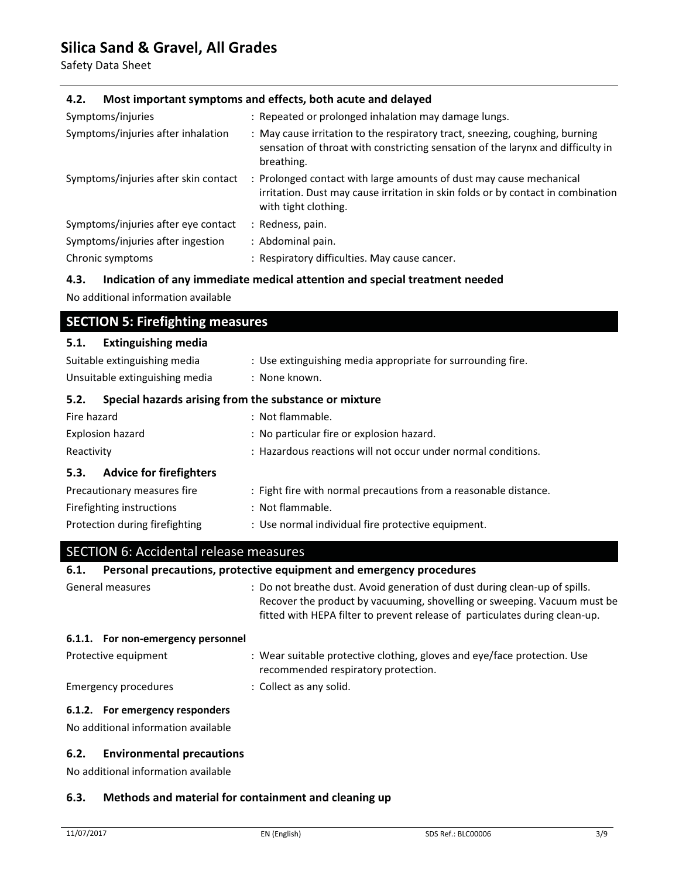### 4.2. Most important symptoms and effects, both acute and delayed

| | |
|---|---|
| Symptoms/injuries | : Repeated or prolonged inhalation may damage lungs. |
| Symptoms/injuries after inhalation | : May cause irritation to the respiratory tract, sneezing, coughing, burning sensation of throat with constricting sensation of the larynx and difficulty in breathing. |
| Symptoms/injuries after skin contact | : Prolonged contact with large amounts of dust may cause mechanical irritation. Dust may cause irritation in skin folds or by contact in combination with tight clothing. |
| Symptoms/injuries after eye contact | : Redness, pain. |
| Symptoms/injuries after ingestion | : Abdominal pain. |
| Chronic symptoms | : Respiratory difficulties. May cause cancer. |

### 4.3. Indication of any immediate medical attention and special treatment needed

No additional information available

## SECTION 5: Firefighting measures

### 5.1. Extinguishing media

| | |
|---|---|
| Suitable extinguishing media | : Use extinguishing media appropriate for surrounding fire. |
| Unsuitable extinguishing media | : None known. |

### 5.2. Special hazards arising from the substance or mixture

| | |
|---|---|
| Fire hazard | : Not flammable. |
| Explosion hazard | : No particular fire or explosion hazard. |
| Reactivity | : Hazardous reactions will not occur under normal conditions. |

### 5.3. Advice for firefighters

| | |
|---|---|
| Precautionary measures fire | : Fight fire with normal precautions from a reasonable distance. |
| Firefighting instructions | : Not flammable. |
| Protection during firefighting | : Use normal individual fire protective equipment. |

## SECTION 6: Accidental release measures

### 6.1. Personal precautions, protective equipment and emergency procedures

| | |
|---|---|
| General measures | : Do not breathe dust. Avoid generation of dust during clean-up of spills. Recover the product by vacuuming, shovelling or sweeping. Vacuum must be fitted with HEPA filter to prevent release of particulates during clean-up. |

#### 6.1.1. For non-emergency personnel

| | |
|---|---|
| Protective equipment | : Wear suitable protective clothing, gloves and eye/face protection. Use recommended respiratory protection. |
| Emergency procedures | : Collect as any solid. |

#### 6.1.2. For emergency responders

No additional information available

### 6.2. Environmental precautions

No additional information available

### 6.3. Methods and material for containment and cleaning up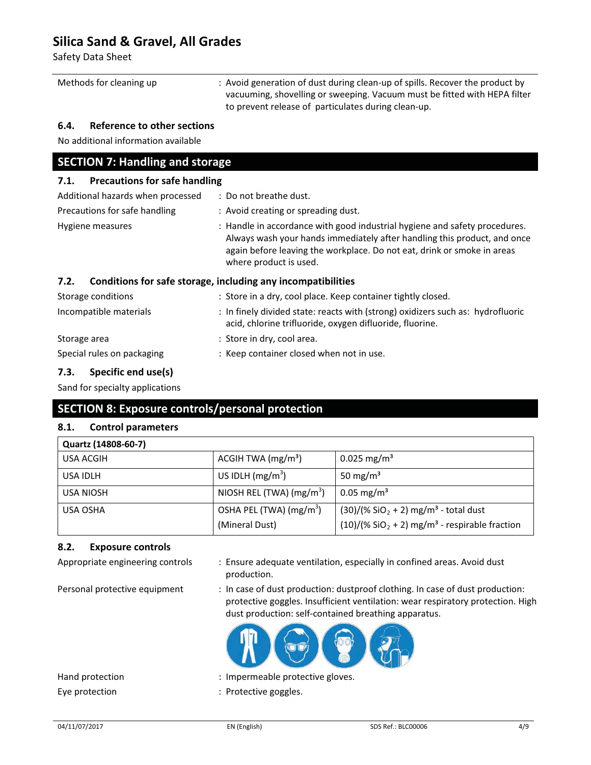Methods for cleaning up : Avoid generation of dust during clean-up of spills. Recover the product by vacuuming, shovelling or sweeping. Vacuum must be fitted with HEPA filter to prevent release of particulates during clean-up.

### 6.4. Reference to other sections

No additional information available

## SECTION 7: Handling and storage

### 7.1. Precautions for safe handling

Additional hazards when processed : Do not breathe dust.

Precautions for safe handling : Avoid creating or spreading dust.

Hygiene measures : Handle in accordance with good industrial hygiene and safety procedures. Always wash your hands immediately after handling this product, and once again before leaving the workplace. Do not eat, drink or smoke in areas where product is used.

### 7.2. Conditions for safe storage, including any incompatibilities

Storage conditions : Store in a dry, cool place. Keep container tightly closed.

Incompatible materials : In finely divided state: reacts with (strong) oxidizers such as: hydrofluoric acid, chlorine trifluoride, oxygen difluoride, fluorine.

Storage area : Store in dry, cool area.

Special rules on packaging : Keep container closed when not in use.

### 7.3. Specific end use(s)

Sand for specialty applications

## SECTION 8: Exposure controls/personal protection

### 8.1. Control parameters

| Quartz (14808-60-7) | | |
|---|---|---|
| USA ACGIH | ACGIH TWA ($mg/m^3$) | 0.025 $mg/m^3$ |
| USA IDLH | US IDLH ($mg/m^3$) | 50 $mg/m^3$ |
| USA NIOSH | NIOSH REL (TWA) ($mg/m^3$) | 0.05 $mg/m^3$ |
| USA OSHA | OSHA PEL (TWA) ($mg/m^3$) (Mineral Dust) | (30)/(% $SiO_2$ + 2) $mg/m^3$ - total dust<br>(10)/(% $SiO_2$ + 2) $mg/m^3$ - respirable fraction |

### 8.2. Exposure controls

Appropriate engineering controls : Ensure adequate ventilation, especially in confined areas. Avoid dust production.

Personal protective equipment : In case of dust production: dustproof clothing. In case of dust production: protective goggles. Insufficient ventilation: wear respiratory protection. High dust production: self-contained breathing apparatus.

Hand protection : Impermeable protective gloves.

Eye protection : Protective goggles.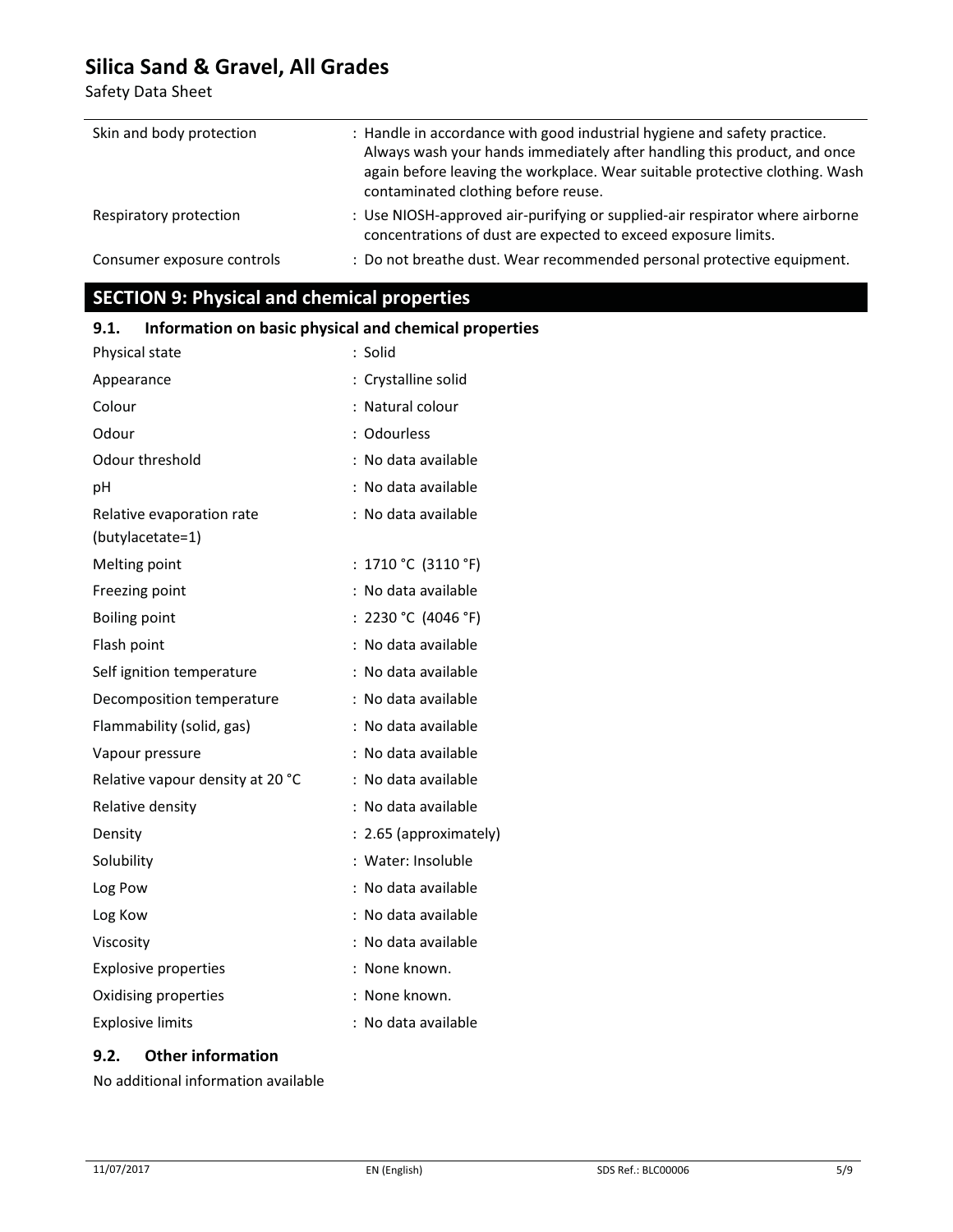| | |
|---|---|
| Skin and body protection | : Handle in accordance with good industrial hygiene and safety practice. Always wash your hands immediately after handling this product, and once again before leaving the workplace. Wear suitable protective clothing. Wash contaminated clothing before reuse. |
| Respiratory protection | : Use NIOSH-approved air-purifying or supplied-air respirator where airborne concentrations of dust are expected to exceed exposure limits. |
| Consumer exposure controls | : Do not breathe dust. Wear recommended personal protective equipment. |

## SECTION 9: Physical and chemical properties

### 9.1. Information on basic physical and chemical properties

| | |
|---|---|
| Physical state | : Solid |
| Appearance | : Crystalline solid |
| Colour | : Natural colour |
| Odour | : Odourless |
| Odour threshold | : No data available |
| pH | : No data available |
| Relative evaporation rate (butylacetate=1) | : No data available |
| Melting point | : 1710 °C (3110 °F) |
| Freezing point | : No data available |
| Boiling point | : 2230 °C (4046 °F) |
| Flash point | : No data available |
| Self ignition temperature | : No data available |
| Decomposition temperature | : No data available |
| Flammability (solid, gas) | : No data available |
| Vapour pressure | : No data available |
| Relative vapour density at 20 °C | : No data available |
| Relative density | : No data available |
| Density | : 2.65 (approximately) |
| Solubility | : Water: Insoluble |
| Log Pow | : No data available |
| Log Kow | : No data available |
| Viscosity | : No data available |
| Explosive properties | : None known. |
| Oxidising properties | : None known. |
| Explosive limits | : No data available |

### 9.2. Other information

No additional information available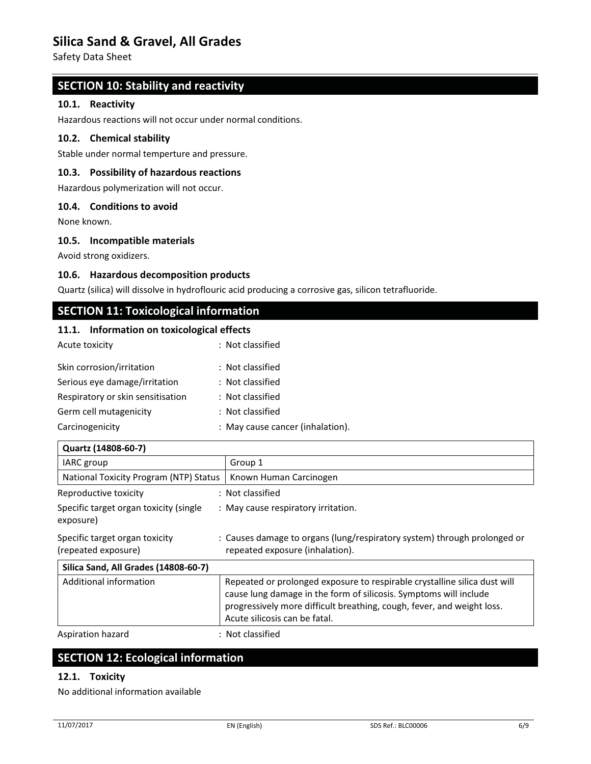## SECTION 10: Stability and reactivity

### 10.1. Reactivity

Hazardous reactions will not occur under normal conditions.

### 10.2. Chemical stability

Stable under normal temperture and pressure.

### 10.3. Possibility of hazardous reactions

Hazardous polymerization will not occur.

### 10.4. Conditions to avoid

None known.

### 10.5. Incompatible materials

Avoid strong oxidizers.

### 10.6. Hazardous decomposition products

Quartz (silica) will dissolve in hydroflouric acid producing a corrosive gas, silicon tetrafluoride.

## SECTION 11: Toxicological information

### 11.1. Information on toxicological effects

Acute toxicity : Not classified

Skin corrosion/irritation : Not classified

Serious eye damage/irritation : Not classified

Respiratory or skin sensitisation : Not classified

Germ cell mutagenicity : Not classified

Carcinogenicity : May cause cancer (inhalation).

| Quartz (14808-60-7) | |
|---|---|
| IARC group | Group 1 |
| National Toxicity Program (NTP) Status | Known Human Carcinogen |

Reproductive toxicity : Not classified

Specific target organ toxicity (single exposure) : May cause respiratory irritation.

Specific target organ toxicity (repeated exposure) : Causes damage to organs (lung/respiratory system) through prolonged or repeated exposure (inhalation).

| Silica Sand, All Grades (14808-60-7) | |
|---|---|
| Additional information | Repeated or prolonged exposure to respirable crystalline silica dust will cause lung damage in the form of silicosis. Symptoms will include progressively more difficult breathing, cough, fever, and weight loss. Acute silicosis can be fatal. |

Aspiration hazard : Not classified

## SECTION 12: Ecological information

### 12.1. Toxicity

No additional information available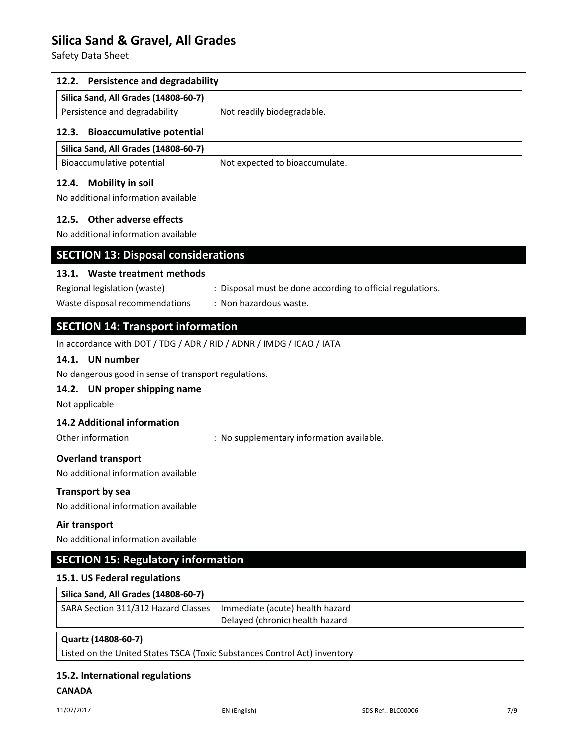### 12.2. Persistence and degradability

| Silica Sand, All Grades (14808-60-7) | |
|---|---|
| Persistence and degradability | Not readily biodegradable. |

### 12.3. Bioaccumulative potential

| Silica Sand, All Grades (14808-60-7) | |
|---|---|
| Bioaccumulative potential | Not expected to bioaccumulate. |

### 12.4. Mobility in soil

No additional information available

### 12.5. Other adverse effects

No additional information available

## SECTION 13: Disposal considerations

### 13.1. Waste treatment methods

Regional legislation (waste) : Disposal must be done according to official regulations.

Waste disposal recommendations : Non hazardous waste.

## SECTION 14: Transport information

In accordance with DOT / TDG / ADR / RID / ADNR / IMDG / ICAO / IATA

### 14.1. UN number

No dangerous good in sense of transport regulations.

### 14.2. UN proper shipping name

Not applicable

### 14.2 Additional information

Other information : No supplementary information available.

**Overland transport**

No additional information available

**Transport by sea**

No additional information available

**Air transport**

No additional information available

## SECTION 15: Regulatory information

### 15.1. US Federal regulations

| Silica Sand, All Grades (14808-60-7) | |
|---|---|
| SARA Section 311/312 Hazard Classes | Immediate (acute) health hazard<br>Delayed (chronic) health hazard |

| Quartz (14808-60-7) |
|---|
| Listed on the United States TSCA (Toxic Substances Control Act) inventory |

### 15.2. International regulations

**CANADA**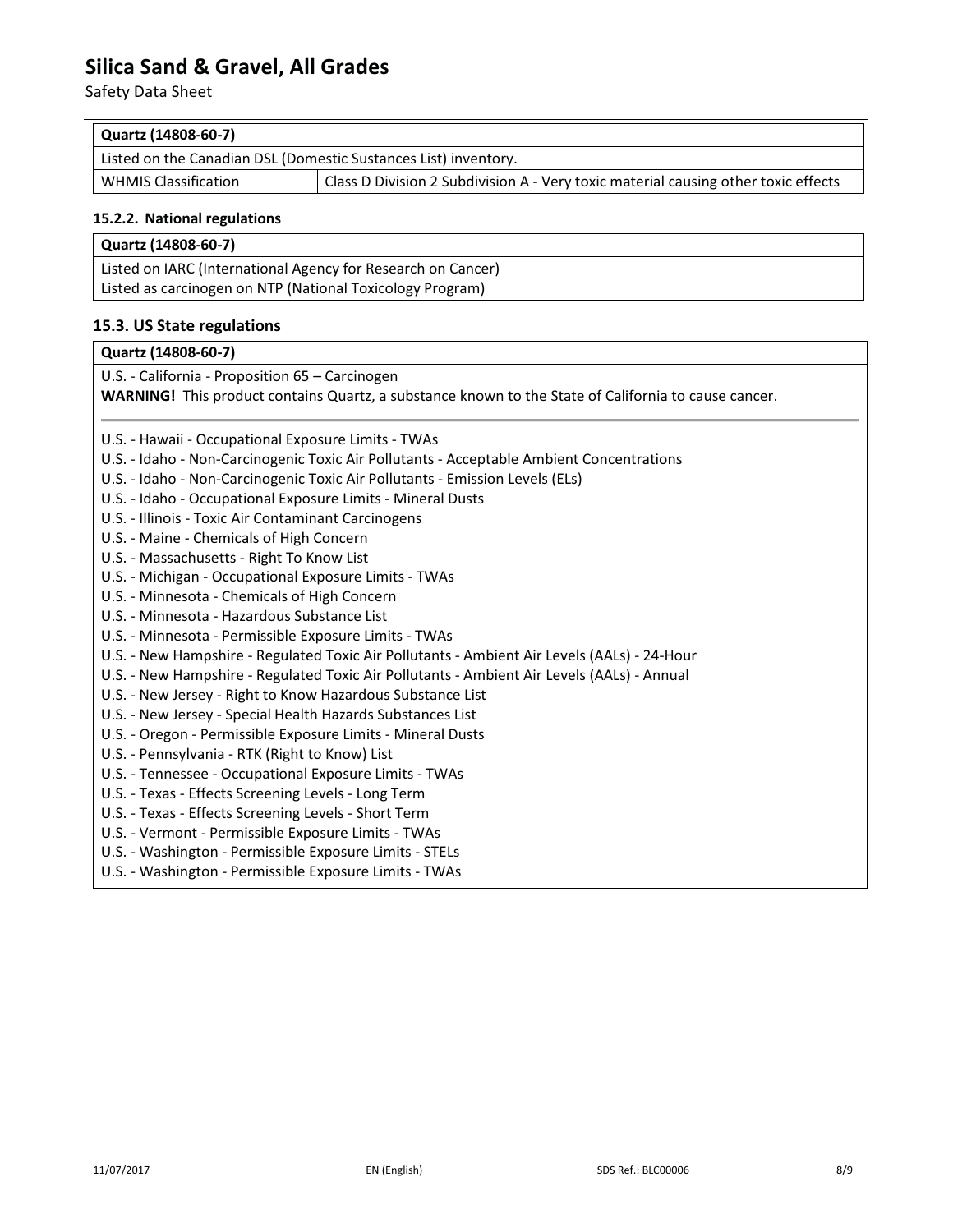| Quartz (14808-60-7) | |
|---|---|
| Listed on the Canadian DSL (Domestic Sustances List) inventory. | |
| WHMIS Classification | Class D Division 2 Subdivision A - Very toxic material causing other toxic effects |

### 15.2.2. National regulations

| Quartz (14808-60-7) |
|---|
| Listed on IARC (International Agency for Research on Cancer)<br>Listed as carcinogen on NTP (National Toxicology Program) |

## 15.3. US State regulations

| Quartz (14808-60-7) |
|---|
| U.S. - California - Proposition 65 – Carcinogen<br>**WARNING!** This product contains Quartz, a substance known to the State of California to cause cancer. |
| U.S. - Hawaii - Occupational Exposure Limits - TWAs<br>U.S. - Idaho - Non-Carcinogenic Toxic Air Pollutants - Acceptable Ambient Concentrations<br>U.S. - Idaho - Non-Carcinogenic Toxic Air Pollutants - Emission Levels (ELs)<br>U.S. - Idaho - Occupational Exposure Limits - Mineral Dusts<br>U.S. - Illinois - Toxic Air Contaminant Carcinogens<br>U.S. - Maine - Chemicals of High Concern<br>U.S. - Massachusetts - Right To Know List<br>U.S. - Michigan - Occupational Exposure Limits - TWAs<br>U.S. - Minnesota - Chemicals of High Concern<br>U.S. - Minnesota - Hazardous Substance List<br>U.S. - Minnesota - Permissible Exposure Limits - TWAs<br>U.S. - New Hampshire - Regulated Toxic Air Pollutants - Ambient Air Levels (AALs) - 24-Hour<br>U.S. - New Hampshire - Regulated Toxic Air Pollutants - Ambient Air Levels (AALs) - Annual<br>U.S. - New Jersey - Right to Know Hazardous Substance List<br>U.S. - New Jersey - Special Health Hazards Substances List<br>U.S. - Oregon - Permissible Exposure Limits - Mineral Dusts<br>U.S. - Pennsylvania - RTK (Right to Know) List<br>U.S. - Tennessee - Occupational Exposure Limits - TWAs<br>U.S. - Texas - Effects Screening Levels - Long Term<br>U.S. - Texas - Effects Screening Levels - Short Term<br>U.S. - Vermont - Permissible Exposure Limits - TWAs<br>U.S. - Washington - Permissible Exposure Limits - STELs<br>U.S. - Washington - Permissible Exposure Limits - TWAs |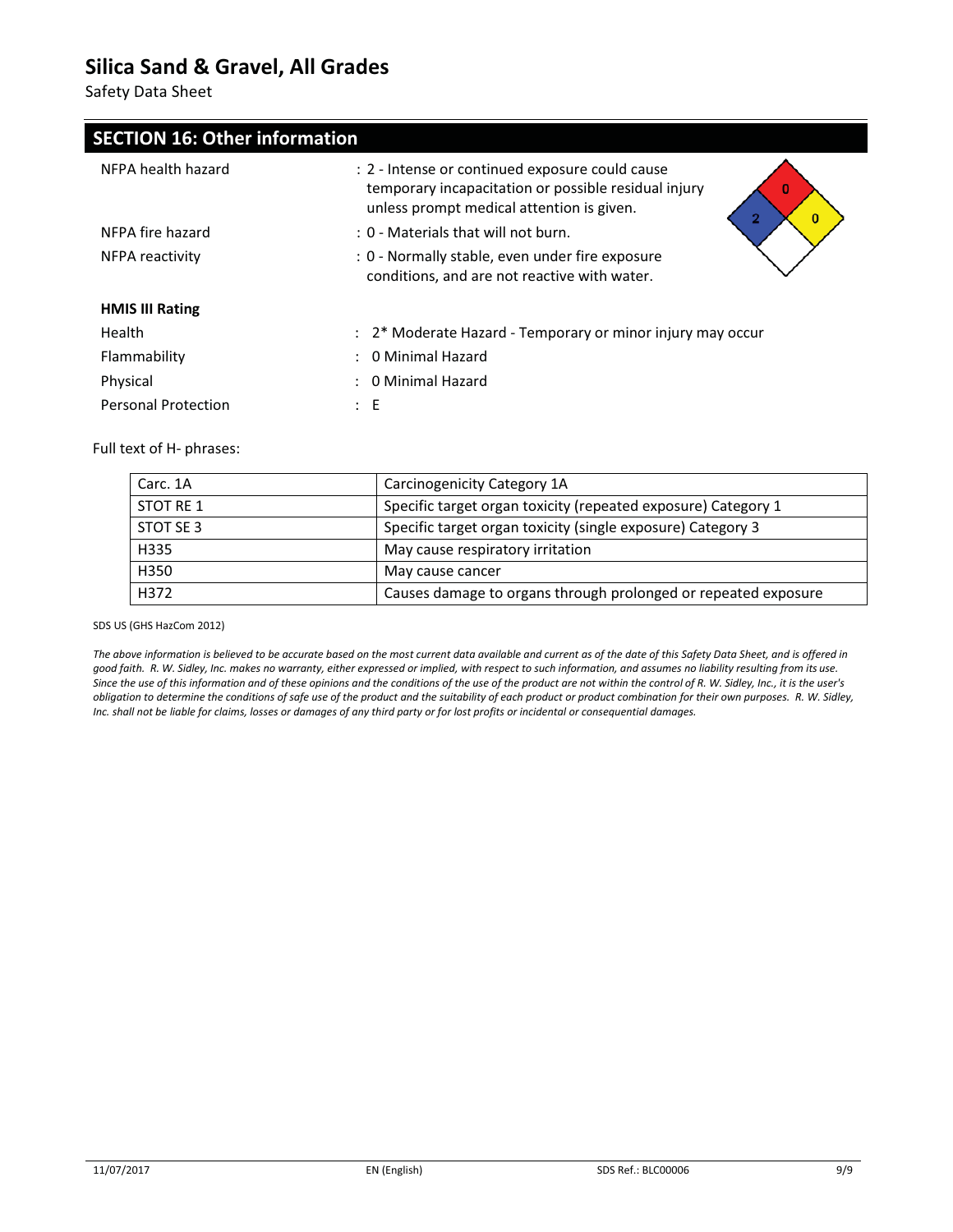## SECTION 16: Other information

NFPA health hazard : 2 - Intense or continued exposure could cause temporary incapacitation or possible residual injury unless prompt medical attention is given.

NFPA fire hazard : 0 - Materials that will not burn.

NFPA reactivity : 0 - Normally stable, even under fire exposure conditions, and are not reactive with water.

**HMIS III Rating**

Health : 2* Moderate Hazard - Temporary or minor injury may occur

Flammability : 0 Minimal Hazard

Physical : 0 Minimal Hazard

Personal Protection : E

Full text of H- phrases:

| | |
|---|---|
| Carc. 1A | Carcinogenicity Category 1A |
| STOT RE 1 | Specific target organ toxicity (repeated exposure) Category 1 |
| STOT SE 3 | Specific target organ toxicity (single exposure) Category 3 |
| H335 | May cause respiratory irritation |
| H350 | May cause cancer |
| H372 | Causes damage to organs through prolonged or repeated exposure |

SDS US (GHS HazCom 2012)

*The above information is believed to be accurate based on the most current data available and current as of the date of this Safety Data Sheet, and is offered in good faith. R. W. Sidley, Inc. makes no warranty, either expressed or implied, with respect to such information, and assumes no liability resulting from its use. Since the use of this information and of these opinions and the conditions of the use of the product are not within the control of R. W. Sidley, Inc., it is the user's obligation to determine the conditions of safe use of the product and the suitability of each product or product combination for their own purposes. R. W. Sidley, Inc. shall not be liable for claims, losses or damages of any third party or for lost profits or incidental or consequential damages.*